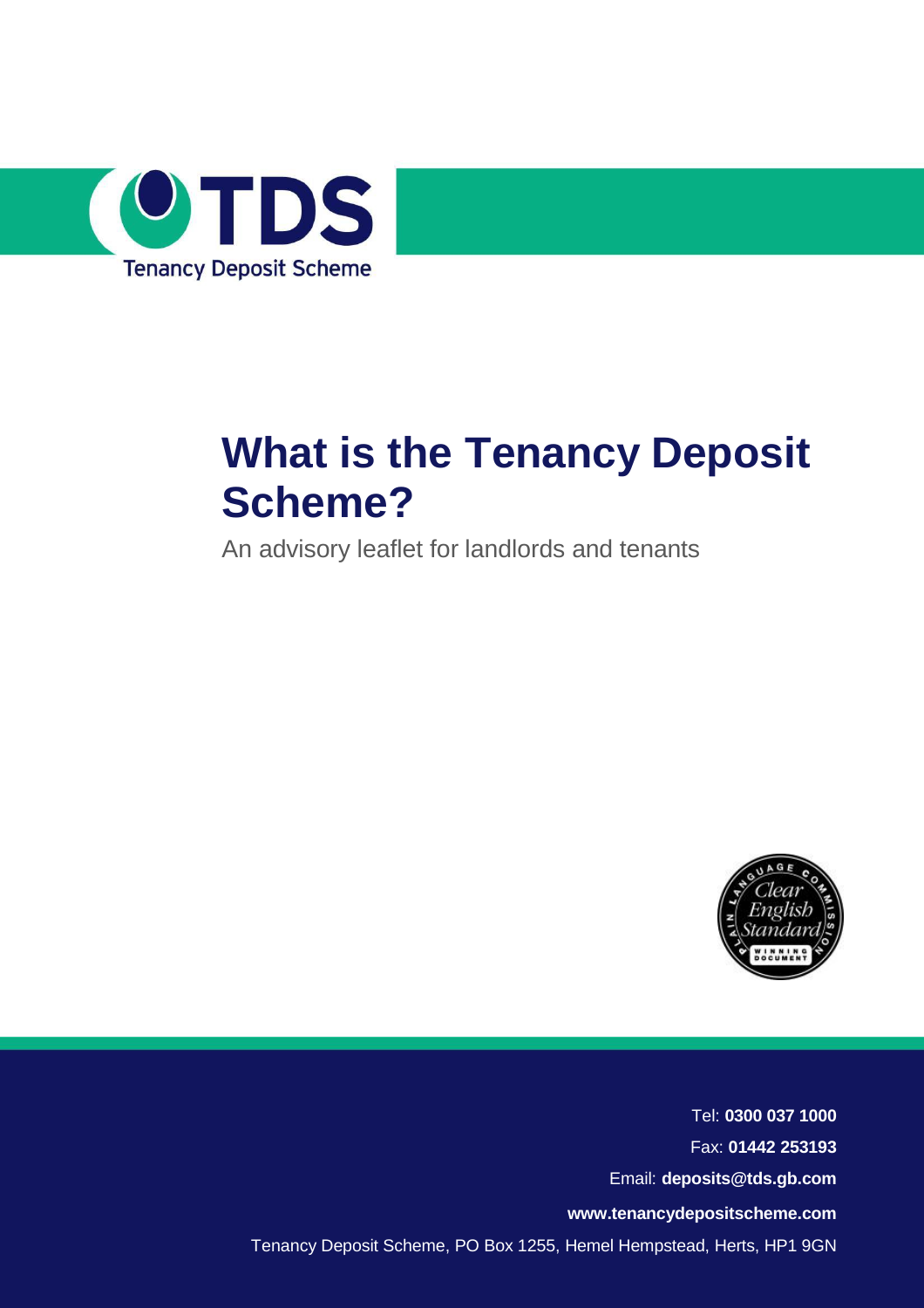Tenancy Deposit Scheme

# What is the Tenancy Deposit Scheme?

An advisory leaflet for landlords and tenants

Tel: **0300 037 1000**

Fax: **01442 253193**

Email: **deposits@tds.gb.com**

**www.tenancydepositscheme.com**

Tenancy Deposit Scheme, PO Box 1255, Hemel Hempstead, Herts, HP1 9GN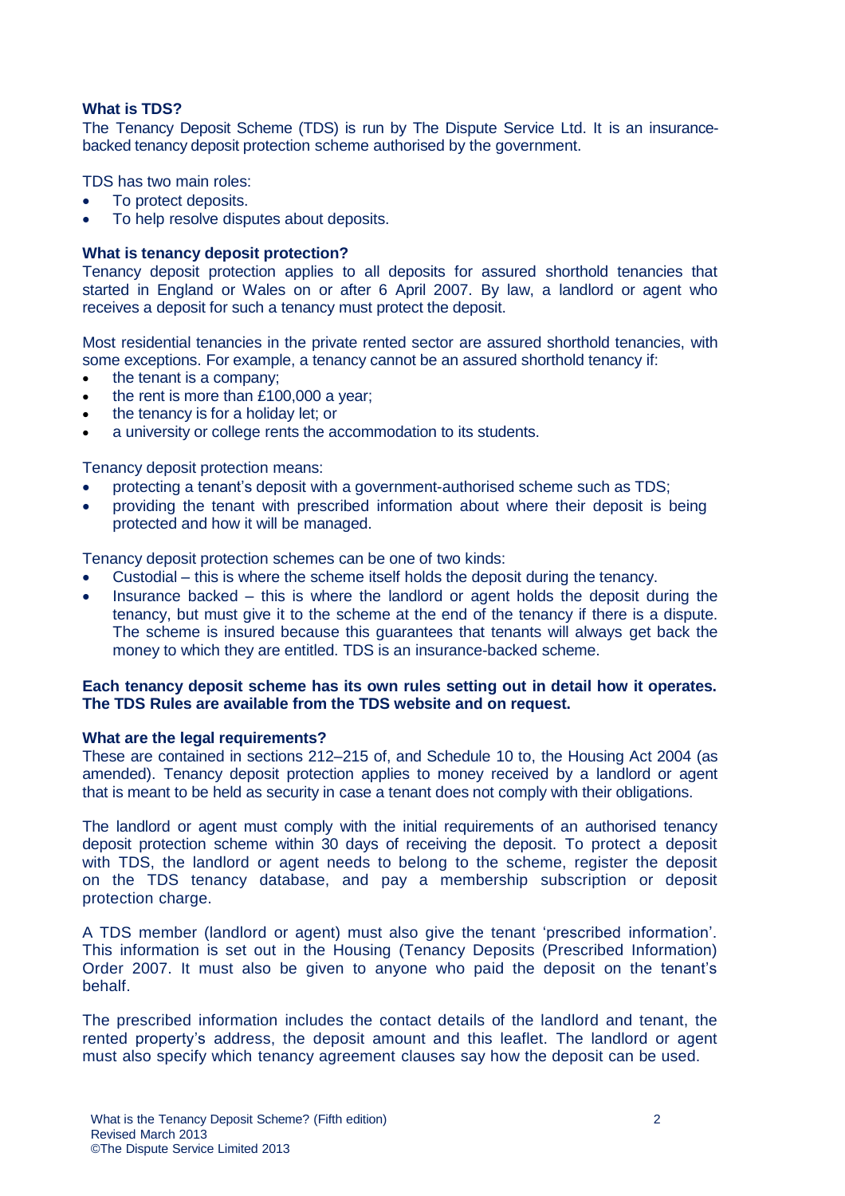### What is TDS?

The Tenancy Deposit Scheme (TDS) is run by The Dispute Service Ltd. It is an insurance-backed tenancy deposit protection scheme authorised by the government.

TDS has two main roles:

- To protect deposits.
- To help resolve disputes about deposits.

### What is tenancy deposit protection?

Tenancy deposit protection applies to all deposits for assured shorthold tenancies that started in England or Wales on or after 6 April 2007. By law, a landlord or agent who receives a deposit for such a tenancy must protect the deposit.

Most residential tenancies in the private rented sector are assured shorthold tenancies, with some exceptions. For example, a tenancy cannot be an assured shorthold tenancy if:

- the tenant is a company;
- the rent is more than £100,000 a year;
- the tenancy is for a holiday let; or
- a university or college rents the accommodation to its students.

Tenancy deposit protection means:

- protecting a tenant's deposit with a government-authorised scheme such as TDS;
- providing the tenant with prescribed information about where their deposit is being protected and how it will be managed.

Tenancy deposit protection schemes can be one of two kinds:

- Custodial – this is where the scheme itself holds the deposit during the tenancy.
- Insurance backed – this is where the landlord or agent holds the deposit during the tenancy, but must give it to the scheme at the end of the tenancy if there is a dispute. The scheme is insured because this guarantees that tenants will always get back the money to which they are entitled. TDS is an insurance-backed scheme.

**Each tenancy deposit scheme has its own rules setting out in detail how it operates. The TDS Rules are available from the TDS website and on request.**

### What are the legal requirements?

These are contained in sections 212–215 of, and Schedule 10 to, the Housing Act 2004 (as amended). Tenancy deposit protection applies to money received by a landlord or agent that is meant to be held as security in case a tenant does not comply with their obligations.

The landlord or agent must comply with the initial requirements of an authorised tenancy deposit protection scheme within 30 days of receiving the deposit. To protect a deposit with TDS, the landlord or agent needs to belong to the scheme, register the deposit on the TDS tenancy database, and pay a membership subscription or deposit protection charge.

A TDS member (landlord or agent) must also give the tenant 'prescribed information'. This information is set out in the Housing (Tenancy Deposits (Prescribed Information) Order 2007. It must also be given to anyone who paid the deposit on the tenant's behalf.

The prescribed information includes the contact details of the landlord and tenant, the rented property's address, the deposit amount and this leaflet. The landlord or agent must also specify which tenancy agreement clauses say how the deposit can be used.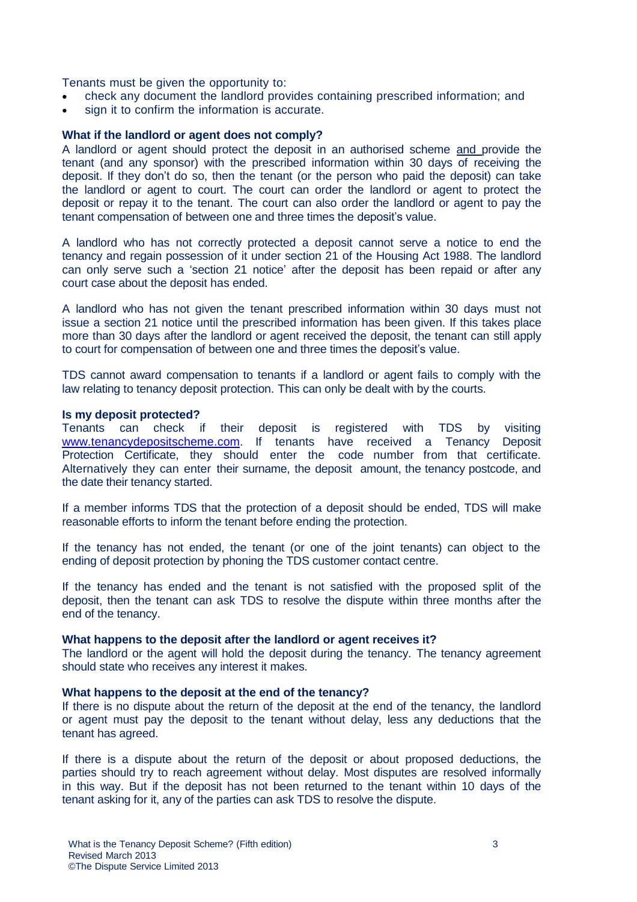Tenants must be given the opportunity to:

- check any document the landlord provides containing prescribed information; and
- sign it to confirm the information is accurate.

**What if the landlord or agent does not comply?**

A landlord or agent should protect the deposit in an authorised scheme and provide the tenant (and any sponsor) with the prescribed information within 30 days of receiving the deposit. If they don't do so, then the tenant (or the person who paid the deposit) can take the landlord or agent to court. The court can order the landlord or agent to protect the deposit or repay it to the tenant. The court can also order the landlord or agent to pay the tenant compensation of between one and three times the deposit's value.

A landlord who has not correctly protected a deposit cannot serve a notice to end the tenancy and regain possession of it under section 21 of the Housing Act 1988. The landlord can only serve such a 'section 21 notice' after the deposit has been repaid or after any court case about the deposit has ended.

A landlord who has not given the tenant prescribed information within 30 days must not issue a section 21 notice until the prescribed information has been given. If this takes place more than 30 days after the landlord or agent received the deposit, the tenant can still apply to court for compensation of between one and three times the deposit's value.

TDS cannot award compensation to tenants if a landlord or agent fails to comply with the law relating to tenancy deposit protection. This can only be dealt with by the courts.

**Is my deposit protected?**

Tenants can check if their deposit is registered with TDS by visiting www.tenancydepositscheme.com. If tenants have received a Tenancy Deposit Protection Certificate, they should enter the code number from that certificate. Alternatively they can enter their surname, the deposit amount, the tenancy postcode, and the date their tenancy started.

If a member informs TDS that the protection of a deposit should be ended, TDS will make reasonable efforts to inform the tenant before ending the protection.

If the tenancy has not ended, the tenant (or one of the joint tenants) can object to the ending of deposit protection by phoning the TDS customer contact centre.

If the tenancy has ended and the tenant is not satisfied with the proposed split of the deposit, then the tenant can ask TDS to resolve the dispute within three months after the end of the tenancy.

**What happens to the deposit after the landlord or agent receives it?**

The landlord or the agent will hold the deposit during the tenancy. The tenancy agreement should state who receives any interest it makes.

**What happens to the deposit at the end of the tenancy?**

If there is no dispute about the return of the deposit at the end of the tenancy, the landlord or agent must pay the deposit to the tenant without delay, less any deductions that the tenant has agreed.

If there is a dispute about the return of the deposit or about proposed deductions, the parties should try to reach agreement without delay. Most disputes are resolved informally in this way. But if the deposit has not been returned to the tenant within 10 days of the tenant asking for it, any of the parties can ask TDS to resolve the dispute.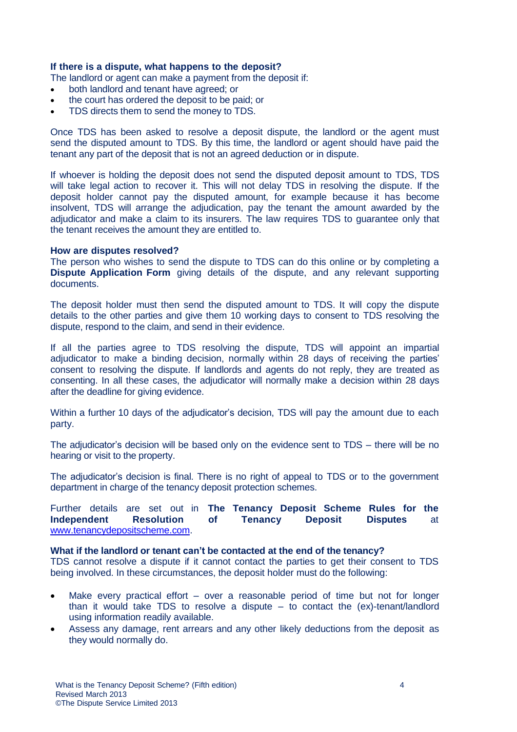**If there is a dispute, what happens to the deposit?**

The landlord or agent can make a payment from the deposit if:

- both landlord and tenant have agreed; or
- the court has ordered the deposit to be paid; or
- TDS directs them to send the money to TDS.

Once TDS has been asked to resolve a deposit dispute, the landlord or the agent must send the disputed amount to TDS. By this time, the landlord or agent should have paid the tenant any part of the deposit that is not an agreed deduction or in dispute.

If whoever is holding the deposit does not send the disputed deposit amount to TDS, TDS will take legal action to recover it. This will not delay TDS in resolving the dispute. If the deposit holder cannot pay the disputed amount, for example because it has become insolvent, TDS will arrange the adjudication, pay the tenant the amount awarded by the adjudicator and make a claim to its insurers. The law requires TDS to guarantee only that the tenant receives the amount they are entitled to.

**How are disputes resolved?**

The person who wishes to send the dispute to TDS can do this online or by completing a **Dispute Application Form** giving details of the dispute, and any relevant supporting documents.

The deposit holder must then send the disputed amount to TDS. It will copy the dispute details to the other parties and give them 10 working days to consent to TDS resolving the dispute, respond to the claim, and send in their evidence.

If all the parties agree to TDS resolving the dispute, TDS will appoint an impartial adjudicator to make a binding decision, normally within 28 days of receiving the parties' consent to resolving the dispute. If landlords and agents do not reply, they are treated as consenting. In all these cases, the adjudicator will normally make a decision within 28 days after the deadline for giving evidence.

Within a further 10 days of the adjudicator's decision, TDS will pay the amount due to each party.

The adjudicator's decision will be based only on the evidence sent to TDS – there will be no hearing or visit to the property.

The adjudicator's decision is final. There is no right of appeal to TDS or to the government department in charge of the tenancy deposit protection schemes.

Further details are set out in **The Tenancy Deposit Scheme Rules for the Independent Resolution of Tenancy Deposit Disputes** at www.tenancydepositscheme.com.

**What if the landlord or tenant can't be contacted at the end of the tenancy?**

TDS cannot resolve a dispute if it cannot contact the parties to get their consent to TDS being involved. In these circumstances, the deposit holder must do the following:

- Make every practical effort – over a reasonable period of time but not for longer than it would take TDS to resolve a dispute – to contact the (ex)-tenant/landlord using information readily available.
- Assess any damage, rent arrears and any other likely deductions from the deposit as they would normally do.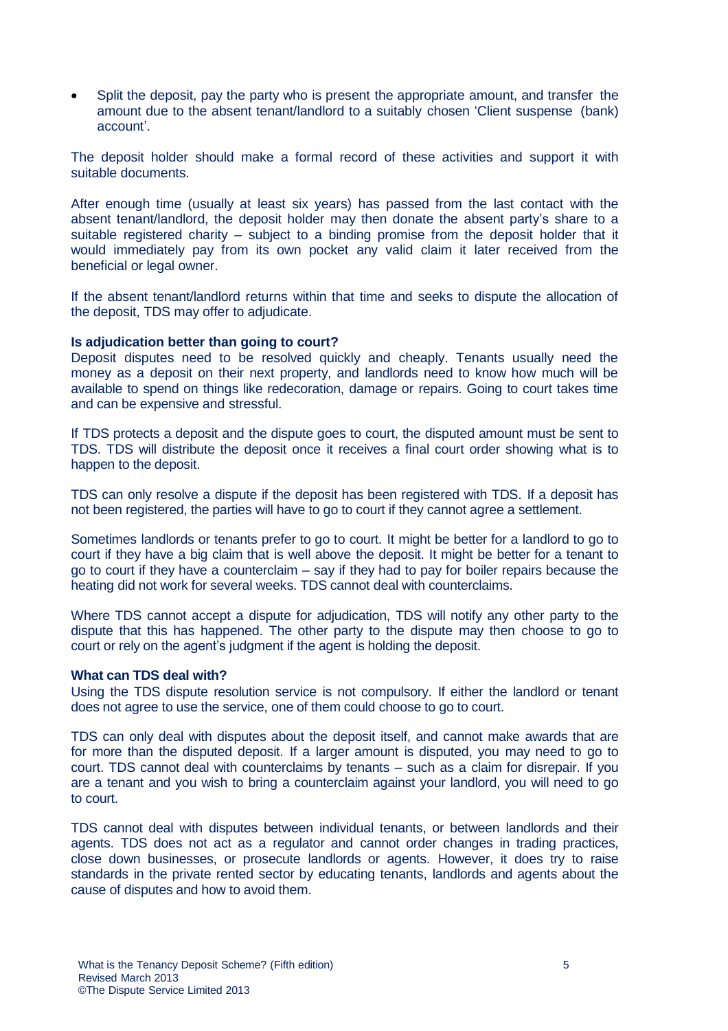- Split the deposit, pay the party who is present the appropriate amount, and transfer the amount due to the absent tenant/landlord to a suitably chosen 'Client suspense (bank) account'.

The deposit holder should make a formal record of these activities and support it with suitable documents.

After enough time (usually at least six years) has passed from the last contact with the absent tenant/landlord, the deposit holder may then donate the absent party's share to a suitable registered charity – subject to a binding promise from the deposit holder that it would immediately pay from its own pocket any valid claim it later received from the beneficial or legal owner.

If the absent tenant/landlord returns within that time and seeks to dispute the allocation of the deposit, TDS may offer to adjudicate.

**Is adjudication better than going to court?**

Deposit disputes need to be resolved quickly and cheaply. Tenants usually need the money as a deposit on their next property, and landlords need to know how much will be available to spend on things like redecoration, damage or repairs. Going to court takes time and can be expensive and stressful.

If TDS protects a deposit and the dispute goes to court, the disputed amount must be sent to TDS. TDS will distribute the deposit once it receives a final court order showing what is to happen to the deposit.

TDS can only resolve a dispute if the deposit has been registered with TDS. If a deposit has not been registered, the parties will have to go to court if they cannot agree a settlement.

Sometimes landlords or tenants prefer to go to court. It might be better for a landlord to go to court if they have a big claim that is well above the deposit. It might be better for a tenant to go to court if they have a counterclaim – say if they had to pay for boiler repairs because the heating did not work for several weeks. TDS cannot deal with counterclaims.

Where TDS cannot accept a dispute for adjudication, TDS will notify any other party to the dispute that this has happened. The other party to the dispute may then choose to go to court or rely on the agent's judgment if the agent is holding the deposit.

**What can TDS deal with?**

Using the TDS dispute resolution service is not compulsory. If either the landlord or tenant does not agree to use the service, one of them could choose to go to court.

TDS can only deal with disputes about the deposit itself, and cannot make awards that are for more than the disputed deposit. If a larger amount is disputed, you may need to go to court. TDS cannot deal with counterclaims by tenants – such as a claim for disrepair. If you are a tenant and you wish to bring a counterclaim against your landlord, you will need to go to court.

TDS cannot deal with disputes between individual tenants, or between landlords and their agents. TDS does not act as a regulator and cannot order changes in trading practices, close down businesses, or prosecute landlords or agents. However, it does try to raise standards in the private rented sector by educating tenants, landlords and agents about the cause of disputes and how to avoid them.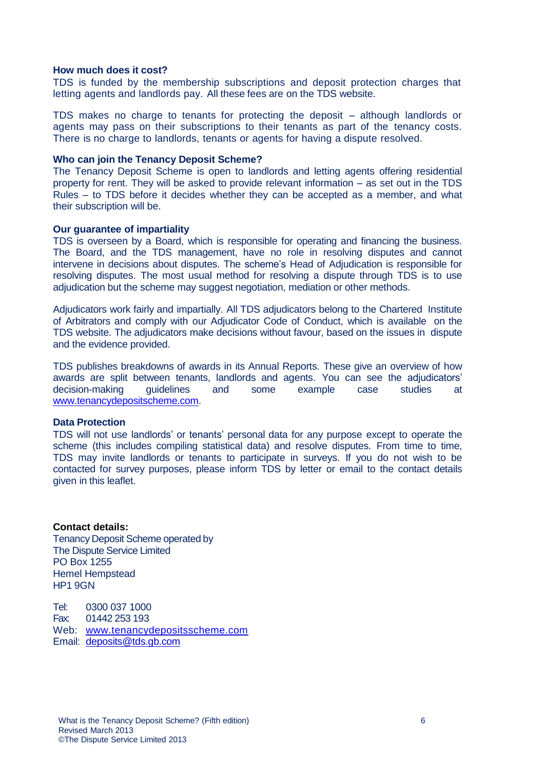**How much does it cost?**

TDS is funded by the membership subscriptions and deposit protection charges that letting agents and landlords pay. All these fees are on the TDS website.

TDS makes no charge to tenants for protecting the deposit – although landlords or agents may pass on their subscriptions to their tenants as part of the tenancy costs. There is no charge to landlords, tenants or agents for having a dispute resolved.

**Who can join the Tenancy Deposit Scheme?**

The Tenancy Deposit Scheme is open to landlords and letting agents offering residential property for rent. They will be asked to provide relevant information – as set out in the TDS Rules – to TDS before it decides whether they can be accepted as a member, and what their subscription will be.

**Our guarantee of impartiality**

TDS is overseen by a Board, which is responsible for operating and financing the business. The Board, and the TDS management, have no role in resolving disputes and cannot intervene in decisions about disputes. The scheme's Head of Adjudication is responsible for resolving disputes. The most usual method for resolving a dispute through TDS is to use adjudication but the scheme may suggest negotiation, mediation or other methods.

Adjudicators work fairly and impartially. All TDS adjudicators belong to the Chartered Institute of Arbitrators and comply with our Adjudicator Code of Conduct, which is available on the TDS website. The adjudicators make decisions without favour, based on the issues in dispute and the evidence provided.

TDS publishes breakdowns of awards in its Annual Reports. These give an overview of how awards are split between tenants, landlords and agents. You can see the adjudicators' decision-making guidelines and some example case studies at www.tenancydepositscheme.com.

**Data Protection**

TDS will not use landlords' or tenants' personal data for any purpose except to operate the scheme (this includes compiling statistical data) and resolve disputes. From time to time, TDS may invite landlords or tenants to participate in surveys. If you do not wish to be contacted for survey purposes, please inform TDS by letter or email to the contact details given in this leaflet.

**Contact details:**

Tenancy Deposit Scheme operated by
The Dispute Service Limited
PO Box 1255
Hemel Hempstead
HP1 9GN

Tel: 0300 037 1000
Fax: 01442 253 193
Web: www.tenancydepositsscheme.com
Email: deposits@tds.gb.com

What is the Tenancy Deposit Scheme? (Fifth edition)
Revised March 2013
©The Dispute Service Limited 2013